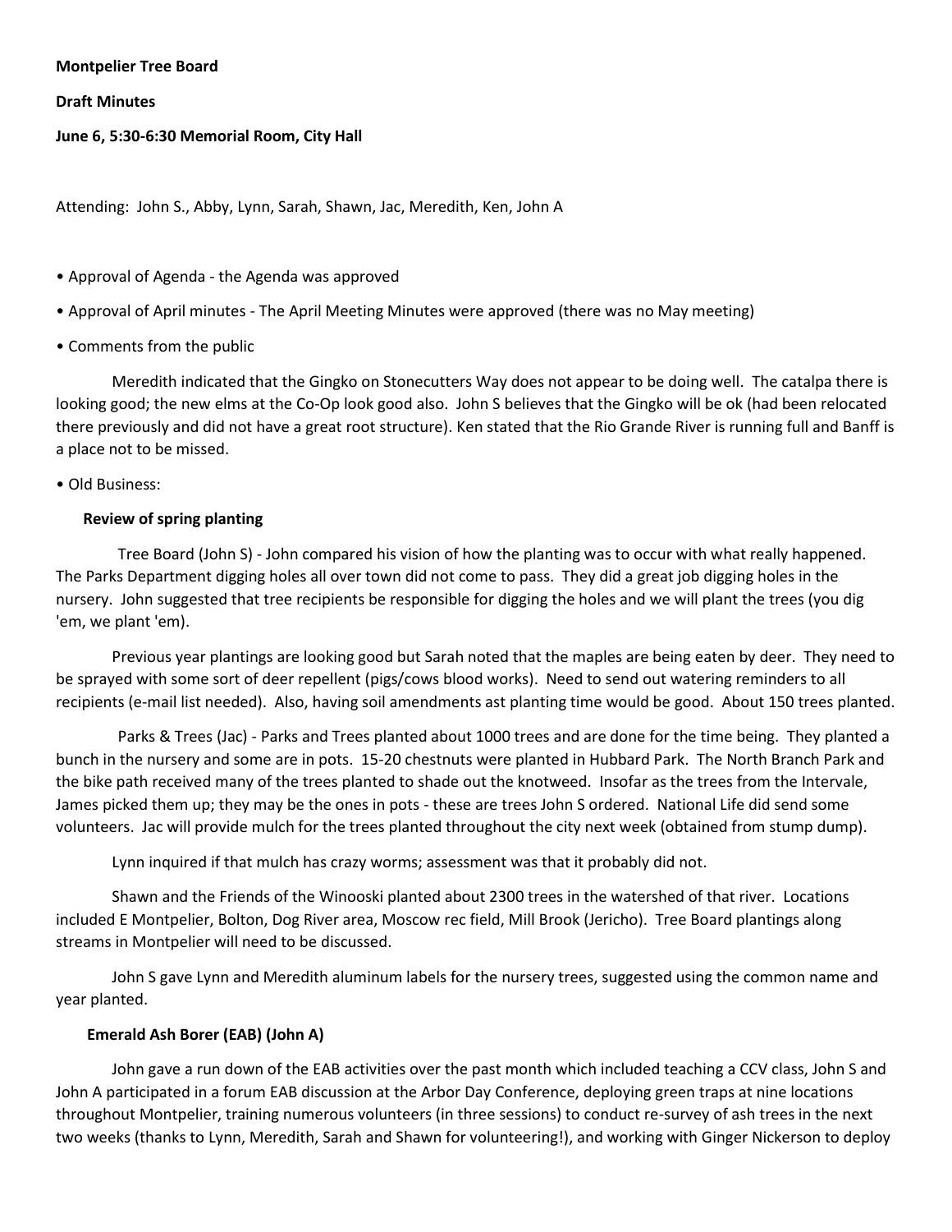**Montpelier Tree Board**

**Draft Minutes**

**June 6, 5:30-6:30 Memorial Room, City Hall**

Attending: John S., Abby, Lynn, Sarah, Shawn, Jac, Meredith, Ken, John A

- Approval of Agenda - the Agenda was approved
- Approval of April minutes - The April Meeting Minutes were approved (there was no May meeting)
- Comments from the public

Meredith indicated that the Gingko on Stonecutters Way does not appear to be doing well. The catalpa there is looking good; the new elms at the Co-Op look good also. John S believes that the Gingko will be ok (had been relocated there previously and did not have a great root structure). Ken stated that the Rio Grande River is running full and Banff is a place not to be missed.

- Old Business:

**Review of spring planting**

Tree Board (John S) - John compared his vision of how the planting was to occur with what really happened. The Parks Department digging holes all over town did not come to pass. They did a great job digging holes in the nursery. John suggested that tree recipients be responsible for digging the holes and we will plant the trees (you dig 'em, we plant 'em).

Previous year plantings are looking good but Sarah noted that the maples are being eaten by deer. They need to be sprayed with some sort of deer repellent (pigs/cows blood works). Need to send out watering reminders to all recipients (e-mail list needed). Also, having soil amendments ast planting time would be good. About 150 trees planted.

Parks & Trees (Jac) - Parks and Trees planted about 1000 trees and are done for the time being. They planted a bunch in the nursery and some are in pots. 15-20 chestnuts were planted in Hubbard Park. The North Branch Park and the bike path received many of the trees planted to shade out the knotweed. Insofar as the trees from the Intervale, James picked them up; they may be the ones in pots - these are trees John S ordered. National Life did send some volunteers. Jac will provide mulch for the trees planted throughout the city next week (obtained from stump dump).

Lynn inquired if that mulch has crazy worms; assessment was that it probably did not.

Shawn and the Friends of the Winooski planted about 2300 trees in the watershed of that river. Locations included E Montpelier, Bolton, Dog River area, Moscow rec field, Mill Brook (Jericho). Tree Board plantings along streams in Montpelier will need to be discussed.

John S gave Lynn and Meredith aluminum labels for the nursery trees, suggested using the common name and year planted.

**Emerald Ash Borer (EAB) (John A)**

John gave a run down of the EAB activities over the past month which included teaching a CCV class, John S and John A participated in a forum EAB discussion at the Arbor Day Conference, deploying green traps at nine locations throughout Montpelier, training numerous volunteers (in three sessions) to conduct re-survey of ash trees in the next two weeks (thanks to Lynn, Meredith, Sarah and Shawn for volunteering!), and working with Ginger Nickerson to deploy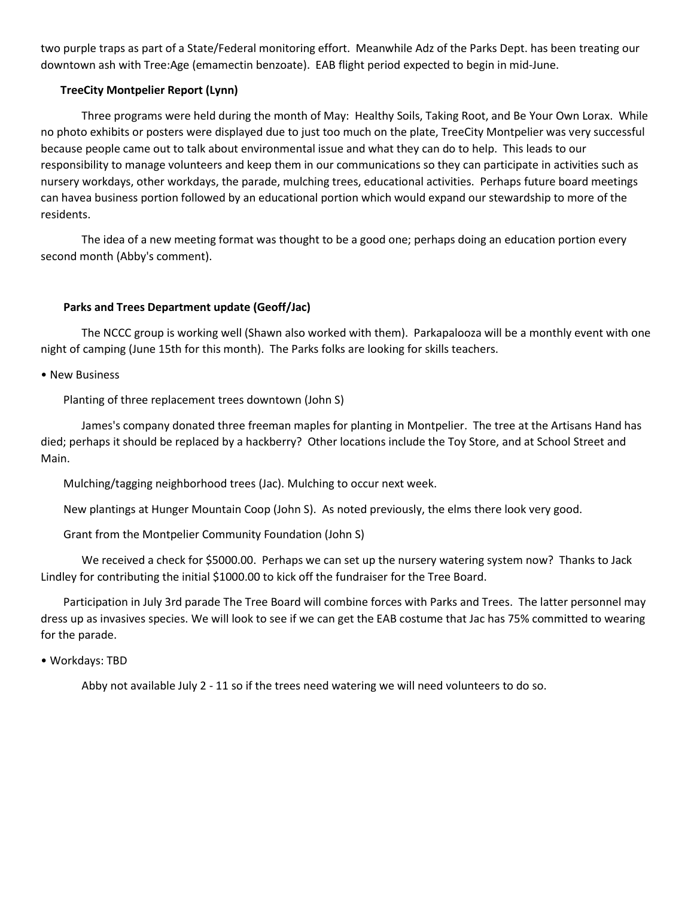two purple traps as part of a State/Federal monitoring effort. Meanwhile Adz of the Parks Dept. has been treating our downtown ash with Tree:Age (emamectin benzoate). EAB flight period expected to begin in mid-June.

**TreeCity Montpelier Report (Lynn)**

Three programs were held during the month of May: Healthy Soils, Taking Root, and Be Your Own Lorax. While no photo exhibits or posters were displayed due to just too much on the plate, TreeCity Montpelier was very successful because people came out to talk about environmental issue and what they can do to help. This leads to our responsibility to manage volunteers and keep them in our communications so they can participate in activities such as nursery workdays, other workdays, the parade, mulching trees, educational activities. Perhaps future board meetings can havea business portion followed by an educational portion which would expand our stewardship to more of the residents.

The idea of a new meeting format was thought to be a good one; perhaps doing an education portion every second month (Abby's comment).

**Parks and Trees Department update (Geoff/Jac)**

The NCCC group is working well (Shawn also worked with them). Parkapalooza will be a monthly event with one night of camping (June 15th for this month). The Parks folks are looking for skills teachers.

• New Business

Planting of three replacement trees downtown (John S)

James's company donated three freeman maples for planting in Montpelier. The tree at the Artisans Hand has died; perhaps it should be replaced by a hackberry? Other locations include the Toy Store, and at School Street and Main.

Mulching/tagging neighborhood trees (Jac). Mulching to occur next week.

New plantings at Hunger Mountain Coop (John S). As noted previously, the elms there look very good.

Grant from the Montpelier Community Foundation (John S)

We received a check for $5000.00. Perhaps we can set up the nursery watering system now? Thanks to Jack Lindley for contributing the initial $1000.00 to kick off the fundraiser for the Tree Board.

Participation in July 3rd parade The Tree Board will combine forces with Parks and Trees. The latter personnel may dress up as invasives species. We will look to see if we can get the EAB costume that Jac has 75% committed to wearing for the parade.

• Workdays: TBD

Abby not available July 2 - 11 so if the trees need watering we will need volunteers to do so.